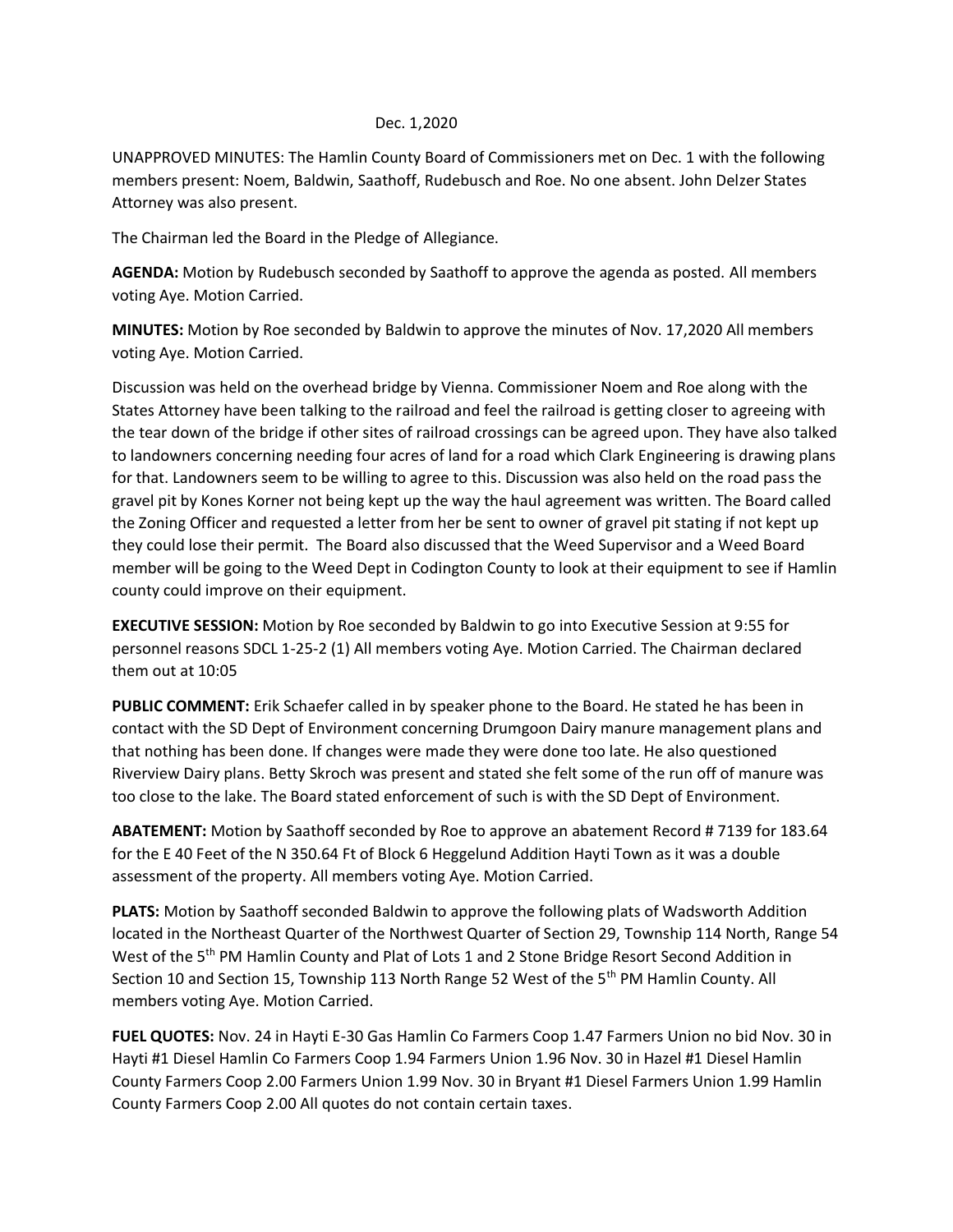Dec. 1,2020

UNAPPROVED MINUTES: The Hamlin County Board of Commissioners met on Dec. 1 with the following members present: Noem, Baldwin, Saathoff, Rudebusch and Roe. No one absent. John Delzer States Attorney was also present.

The Chairman led the Board in the Pledge of Allegiance.

**AGENDA:** Motion by Rudebusch seconded by Saathoff to approve the agenda as posted. All members voting Aye. Motion Carried.

**MINUTES:** Motion by Roe seconded by Baldwin to approve the minutes of Nov. 17,2020 All members voting Aye. Motion Carried.

Discussion was held on the overhead bridge by Vienna. Commissioner Noem and Roe along with the States Attorney have been talking to the railroad and feel the railroad is getting closer to agreeing with the tear down of the bridge if other sites of railroad crossings can be agreed upon. They have also talked to landowners concerning needing four acres of land for a road which Clark Engineering is drawing plans for that. Landowners seem to be willing to agree to this. Discussion was also held on the road pass the gravel pit by Kones Korner not being kept up the way the haul agreement was written. The Board called the Zoning Officer and requested a letter from her be sent to owner of gravel pit stating if not kept up they could lose their permit. The Board also discussed that the Weed Supervisor and a Weed Board member will be going to the Weed Dept in Codington County to look at their equipment to see if Hamlin county could improve on their equipment.

**EXECUTIVE SESSION:** Motion by Roe seconded by Baldwin to go into Executive Session at 9:55 for personnel reasons SDCL 1-25-2 (1) All members voting Aye. Motion Carried. The Chairman declared them out at 10:05

**PUBLIC COMMENT:** Erik Schaefer called in by speaker phone to the Board. He stated he has been in contact with the SD Dept of Environment concerning Drumgoon Dairy manure management plans and that nothing has been done. If changes were made they were done too late. He also questioned Riverview Dairy plans. Betty Skroch was present and stated she felt some of the run off of manure was too close to the lake. The Board stated enforcement of such is with the SD Dept of Environment.

**ABATEMENT:** Motion by Saathoff seconded by Roe to approve an abatement Record # 7139 for 183.64 for the E 40 Feet of the N 350.64 Ft of Block 6 Heggelund Addition Hayti Town as it was a double assessment of the property. All members voting Aye. Motion Carried.

**PLATS:** Motion by Saathoff seconded Baldwin to approve the following plats of Wadsworth Addition located in the Northeast Quarter of the Northwest Quarter of Section 29, Township 114 North, Range 54 West of the 5th PM Hamlin County and Plat of Lots 1 and 2 Stone Bridge Resort Second Addition in Section 10 and Section 15, Township 113 North Range 52 West of the 5th PM Hamlin County. All members voting Aye. Motion Carried.

**FUEL QUOTES:** Nov. 24 in Hayti E-30 Gas Hamlin Co Farmers Coop 1.47 Farmers Union no bid Nov. 30 in Hayti #1 Diesel Hamlin Co Farmers Coop 1.94 Farmers Union 1.96 Nov. 30 in Hazel #1 Diesel Hamlin County Farmers Coop 2.00 Farmers Union 1.99 Nov. 30 in Bryant #1 Diesel Farmers Union 1.99 Hamlin County Farmers Coop 2.00 All quotes do not contain certain taxes.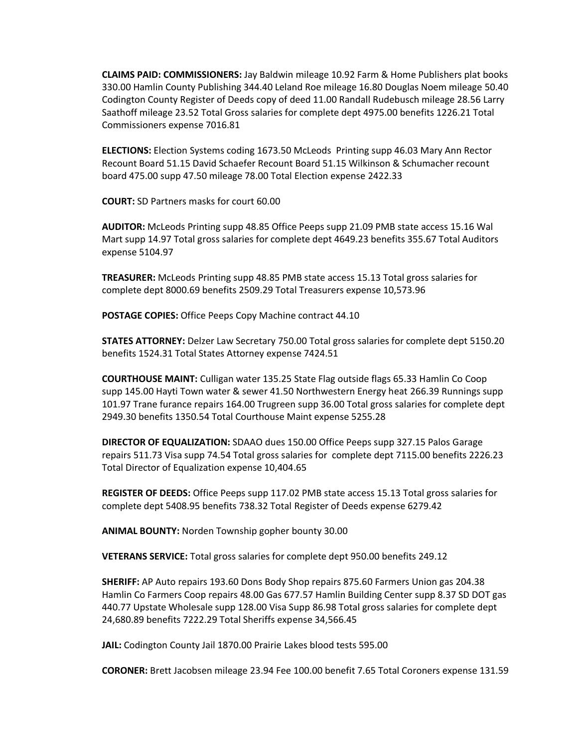**CLAIMS PAID: COMMISSIONERS:** Jay Baldwin mileage 10.92 Farm & Home Publishers plat books 330.00 Hamlin County Publishing 344.40 Leland Roe mileage 16.80 Douglas Noem mileage 50.40 Codington County Register of Deeds copy of deed 11.00 Randall Rudebusch mileage 28.56 Larry Saathoff mileage 23.52 Total Gross salaries for complete dept 4975.00 benefits 1226.21 Total Commissioners expense 7016.81

**ELECTIONS:** Election Systems coding 1673.50 McLeods Printing supp 46.03 Mary Ann Rector Recount Board 51.15 David Schaefer Recount Board 51.15 Wilkinson & Schumacher recount board 475.00 supp 47.50 mileage 78.00 Total Election expense 2422.33

**COURT:** SD Partners masks for court 60.00

**AUDITOR:** McLeods Printing supp 48.85 Office Peeps supp 21.09 PMB state access 15.16 Wal Mart supp 14.97 Total gross salaries for complete dept 4649.23 benefits 355.67 Total Auditors expense 5104.97

**TREASURER:** McLeods Printing supp 48.85 PMB state access 15.13 Total gross salaries for complete dept 8000.69 benefits 2509.29 Total Treasurers expense 10,573.96

**POSTAGE COPIES:** Office Peeps Copy Machine contract 44.10

**STATES ATTORNEY:** Delzer Law Secretary 750.00 Total gross salaries for complete dept 5150.20 benefits 1524.31 Total States Attorney expense 7424.51

**COURTHOUSE MAINT:** Culligan water 135.25 State Flag outside flags 65.33 Hamlin Co Coop supp 145.00 Hayti Town water & sewer 41.50 Northwestern Energy heat 266.39 Runnings supp 101.97 Trane furance repairs 164.00 Trugreen supp 36.00 Total gross salaries for complete dept 2949.30 benefits 1350.54 Total Courthouse Maint expense 5255.28

**DIRECTOR OF EQUALIZATION:** SDAAO dues 150.00 Office Peeps supp 327.15 Palos Garage repairs 511.73 Visa supp 74.54 Total gross salaries for complete dept 7115.00 benefits 2226.23 Total Director of Equalization expense 10,404.65

**REGISTER OF DEEDS:** Office Peeps supp 117.02 PMB state access 15.13 Total gross salaries for complete dept 5408.95 benefits 738.32 Total Register of Deeds expense 6279.42

**ANIMAL BOUNTY:** Norden Township gopher bounty 30.00

**VETERANS SERVICE:** Total gross salaries for complete dept 950.00 benefits 249.12

**SHERIFF:** AP Auto repairs 193.60 Dons Body Shop repairs 875.60 Farmers Union gas 204.38 Hamlin Co Farmers Coop repairs 48.00 Gas 677.57 Hamlin Building Center supp 8.37 SD DOT gas 440.77 Upstate Wholesale supp 128.00 Visa Supp 86.98 Total gross salaries for complete dept 24,680.89 benefits 7222.29 Total Sheriffs expense 34,566.45

**JAIL:** Codington County Jail 1870.00 Prairie Lakes blood tests 595.00

**CORONER:** Brett Jacobsen mileage 23.94 Fee 100.00 benefit 7.65 Total Coroners expense 131.59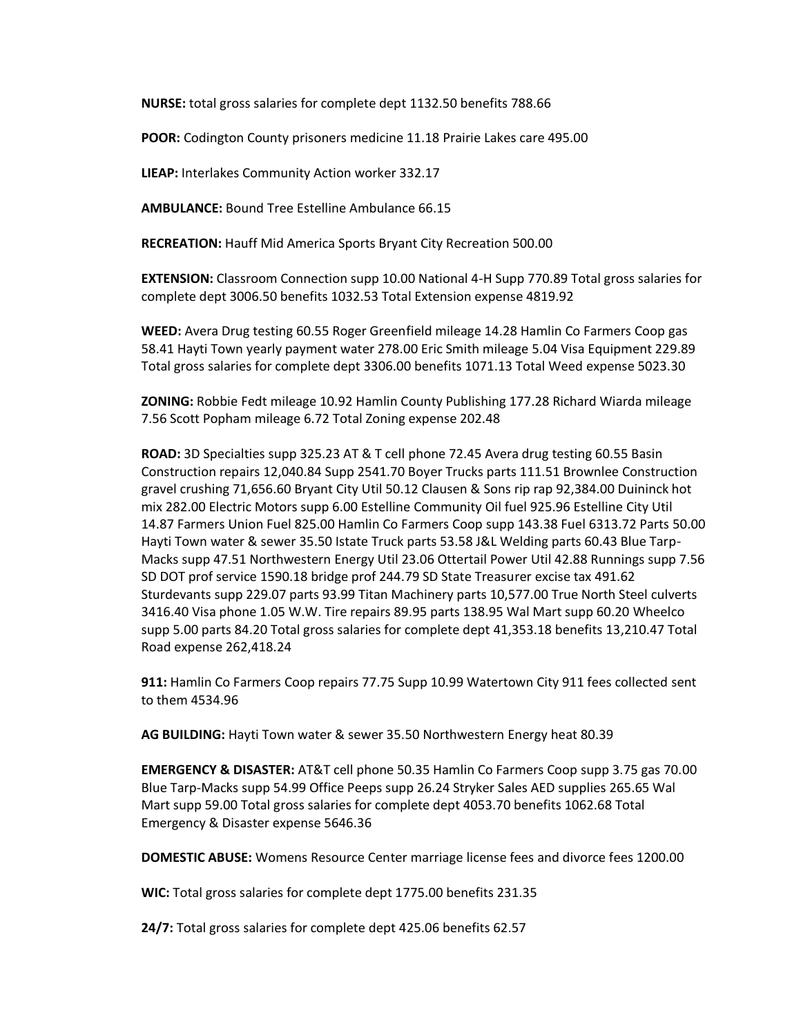**NURSE:** total gross salaries for complete dept 1132.50 benefits 788.66

**POOR:** Codington County prisoners medicine 11.18 Prairie Lakes care 495.00

**LIEAP:** Interlakes Community Action worker 332.17

**AMBULANCE:** Bound Tree Estelline Ambulance 66.15

**RECREATION:** Hauff Mid America Sports Bryant City Recreation 500.00

**EXTENSION:** Classroom Connection supp 10.00 National 4-H Supp 770.89 Total gross salaries for complete dept 3006.50 benefits 1032.53 Total Extension expense 4819.92

**WEED:** Avera Drug testing 60.55 Roger Greenfield mileage 14.28 Hamlin Co Farmers Coop gas 58.41 Hayti Town yearly payment water 278.00 Eric Smith mileage 5.04 Visa Equipment 229.89 Total gross salaries for complete dept 3306.00 benefits 1071.13 Total Weed expense 5023.30

**ZONING:** Robbie Fedt mileage 10.92 Hamlin County Publishing 177.28 Richard Wiarda mileage 7.56 Scott Popham mileage 6.72 Total Zoning expense 202.48

**ROAD:** 3D Specialties supp 325.23 AT & T cell phone 72.45 Avera drug testing 60.55 Basin Construction repairs 12,040.84 Supp 2541.70 Boyer Trucks parts 111.51 Brownlee Construction gravel crushing 71,656.60 Bryant City Util 50.12 Clausen & Sons rip rap 92,384.00 Duininck hot mix 282.00 Electric Motors supp 6.00 Estelline Community Oil fuel 925.96 Estelline City Util 14.87 Farmers Union Fuel 825.00 Hamlin Co Farmers Coop supp 143.38 Fuel 6313.72 Parts 50.00 Hayti Town water & sewer 35.50 Istate Truck parts 53.58 J&L Welding parts 60.43 Blue Tarp-Macks supp 47.51 Northwestern Energy Util 23.06 Ottertail Power Util 42.88 Runnings supp 7.56 SD DOT prof service 1590.18 bridge prof 244.79 SD State Treasurer excise tax 491.62 Sturdevants supp 229.07 parts 93.99 Titan Machinery parts 10,577.00 True North Steel culverts 3416.40 Visa phone 1.05 W.W. Tire repairs 89.95 parts 138.95 Wal Mart supp 60.20 Wheelco supp 5.00 parts 84.20 Total gross salaries for complete dept 41,353.18 benefits 13,210.47 Total Road expense 262,418.24

**911:** Hamlin Co Farmers Coop repairs 77.75 Supp 10.99 Watertown City 911 fees collected sent to them 4534.96

**AG BUILDING:** Hayti Town water & sewer 35.50 Northwestern Energy heat 80.39

**EMERGENCY & DISASTER:** AT&T cell phone 50.35 Hamlin Co Farmers Coop supp 3.75 gas 70.00 Blue Tarp-Macks supp 54.99 Office Peeps supp 26.24 Stryker Sales AED supplies 265.65 Wal Mart supp 59.00 Total gross salaries for complete dept 4053.70 benefits 1062.68 Total Emergency & Disaster expense 5646.36

**DOMESTIC ABUSE:** Womens Resource Center marriage license fees and divorce fees 1200.00

**WIC:** Total gross salaries for complete dept 1775.00 benefits 231.35

**24/7:** Total gross salaries for complete dept 425.06 benefits 62.57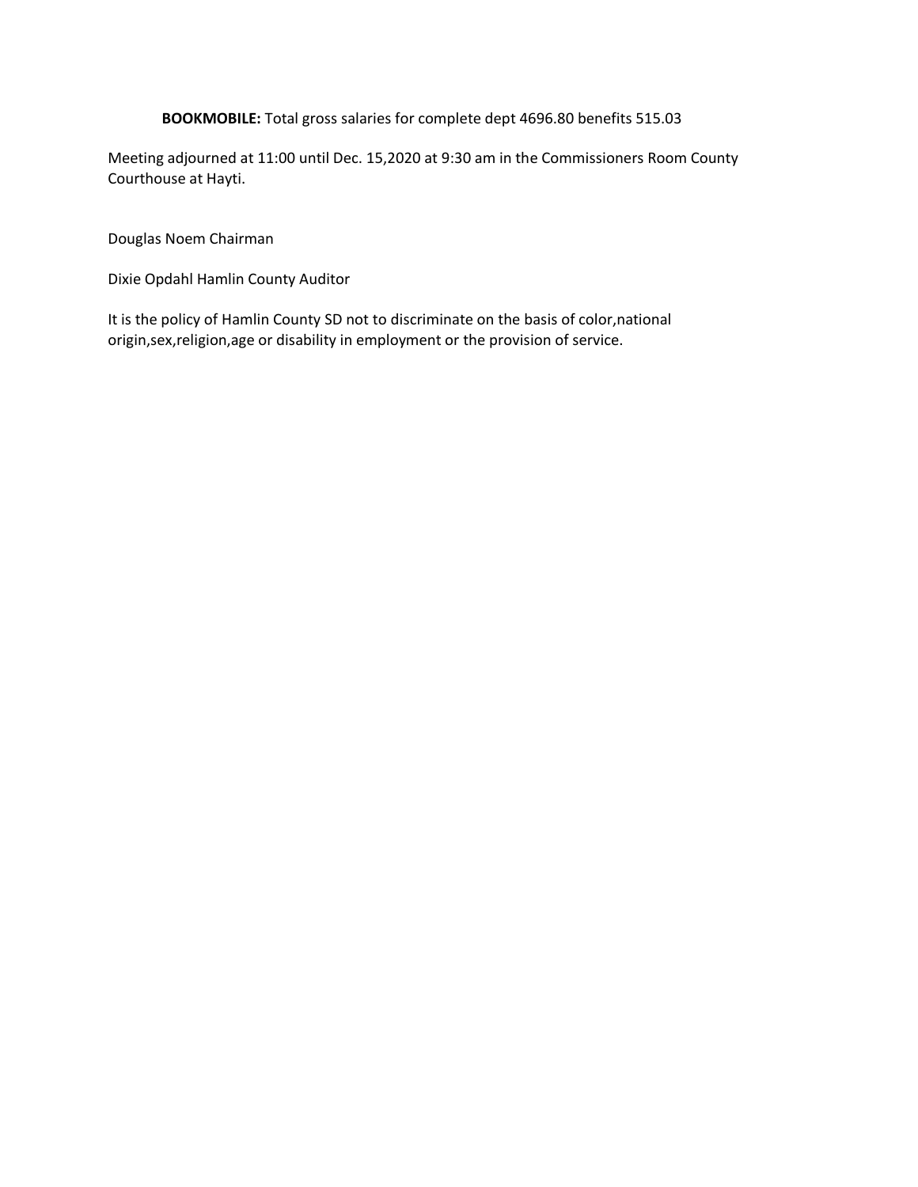**BOOKMOBILE:** Total gross salaries for complete dept 4696.80 benefits 515.03

Meeting adjourned at 11:00 until Dec. 15,2020 at 9:30 am in the Commissioners Room County Courthouse at Hayti.

Douglas Noem Chairman

Dixie Opdahl Hamlin County Auditor

It is the policy of Hamlin County SD not to discriminate on the basis of color,national origin,sex,religion,age or disability in employment or the provision of service.